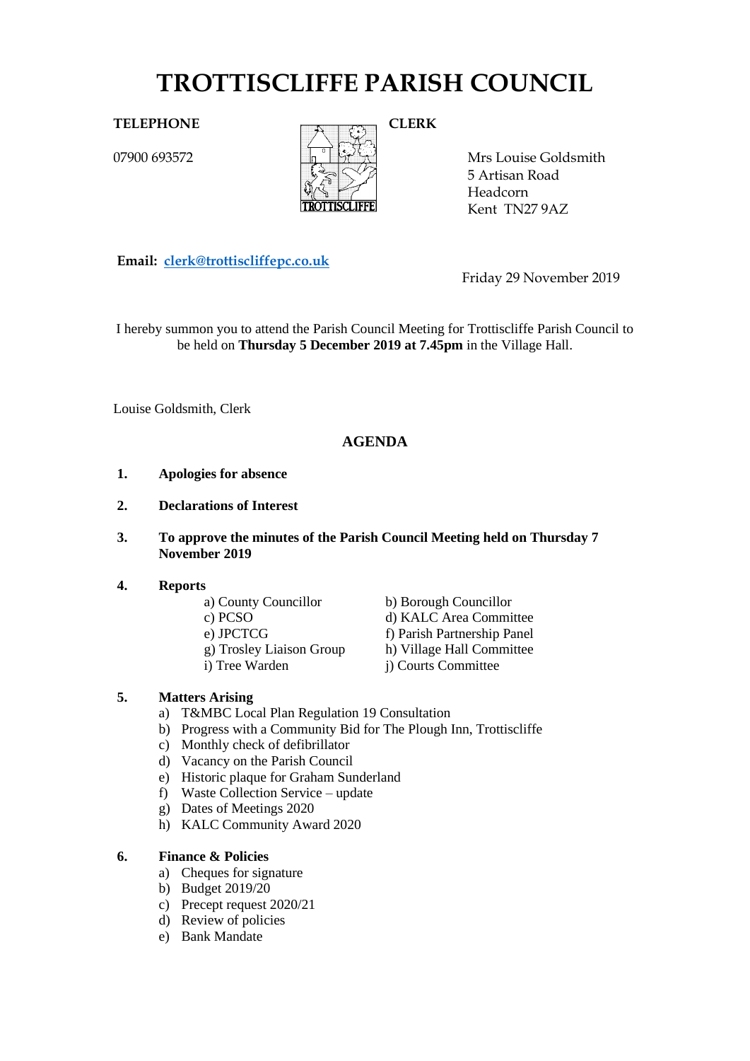# TROTTISCLIFFE PARISH COUNCIL

**TELEPHONE**

07900 693572

**CLERK**

Mrs Louise Goldsmith
5 Artisan Road
Headcorn
Kent TN27 9AZ

**Email:** clerk@trottiscliffepc.co.uk

Friday 29 November 2019

I hereby summon you to attend the Parish Council Meeting for Trottiscliffe Parish Council to be held on **Thursday 5 December 2019 at 7.45pm** in the Village Hall.

Louise Goldsmith, Clerk

## AGENDA

**1. Apologies for absence**

**2. Declarations of Interest**

**3. To approve the minutes of the Parish Council Meeting held on Thursday 7 November 2019**

**4. Reports**

a) County Councillor
b) Borough Councillor
c) PCSO
d) KALC Area Committee
e) JPCTCG
f) Parish Partnership Panel
g) Trosley Liaison Group
h) Village Hall Committee
i) Tree Warden
j) Courts Committee

**5. Matters Arising**

a) T&MBC Local Plan Regulation 19 Consultation
b) Progress with a Community Bid for The Plough Inn, Trottiscliffe
c) Monthly check of defibrillator
d) Vacancy on the Parish Council
e) Historic plaque for Graham Sunderland
f) Waste Collection Service – update
g) Dates of Meetings 2020
h) KALC Community Award 2020

**6. Finance & Policies**

a) Cheques for signature
b) Budget 2019/20
c) Precept request 2020/21
d) Review of policies
e) Bank Mandate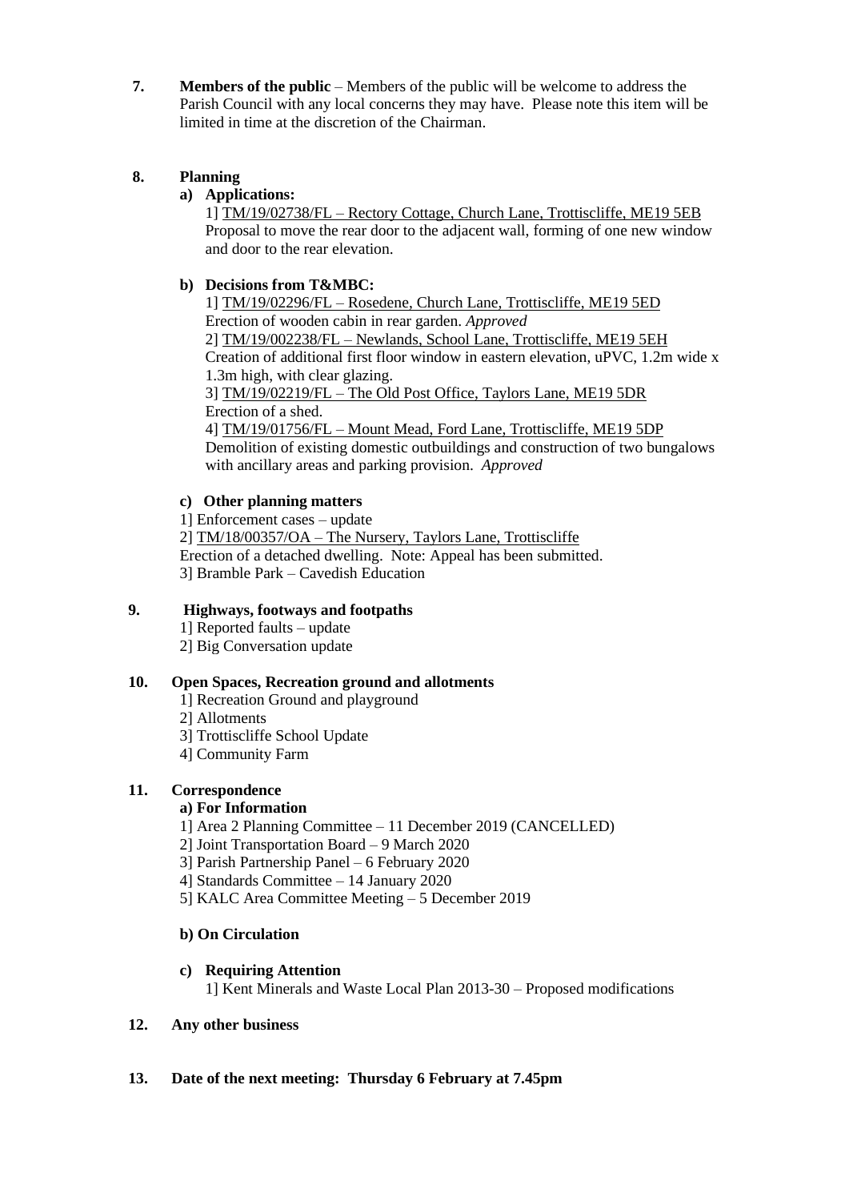**7. Members of the public** – Members of the public will be welcome to address the Parish Council with any local concerns they may have. Please note this item will be limited in time at the discretion of the Chairman.

**8. Planning**

**a) Applications:**

1] TM/19/02738/FL – Rectory Cottage, Church Lane, Trottiscliffe, ME19 5EB
Proposal to move the rear door to the adjacent wall, forming of one new window and door to the rear elevation.

**b) Decisions from T&MBC:**

1] TM/19/02296/FL – Rosedene, Church Lane, Trottiscliffe, ME19 5ED
Erection of wooden cabin in rear garden. *Approved*

2] TM/19/002238/FL – Newlands, School Lane, Trottiscliffe, ME19 5EH
Creation of additional first floor window in eastern elevation, uPVC, 1.2m wide x 1.3m high, with clear glazing.

3] TM/19/02219/FL – The Old Post Office, Taylors Lane, ME19 5DR
Erection of a shed.

4] TM/19/01756/FL – Mount Mead, Ford Lane, Trottiscliffe, ME19 5DP
Demolition of existing domestic outbuildings and construction of two bungalows with ancillary areas and parking provision. *Approved*

**c) Other planning matters**

1] Enforcement cases – update

2] TM/18/00357/OA – The Nursery, Taylors Lane, Trottiscliffe
Erection of a detached dwelling. Note: Appeal has been submitted.

3] Bramble Park – Cavedish Education

**9. Highways, footways and footpaths**

1] Reported faults – update

2] Big Conversation update

**10. Open Spaces, Recreation ground and allotments**

1] Recreation Ground and playground

2] Allotments

3] Trottiscliffe School Update

4] Community Farm

**11. Correspondence**

**a) For Information**

1] Area 2 Planning Committee – 11 December 2019 (CANCELLED)

2] Joint Transportation Board – 9 March 2020

3] Parish Partnership Panel – 6 February 2020

4] Standards Committee – 14 January 2020

5] KALC Area Committee Meeting – 5 December 2019

**b) On Circulation**

**c) Requiring Attention**

1] Kent Minerals and Waste Local Plan 2013-30 – Proposed modifications

**12. Any other business**

**13. Date of the next meeting: Thursday 6 February at 7.45pm**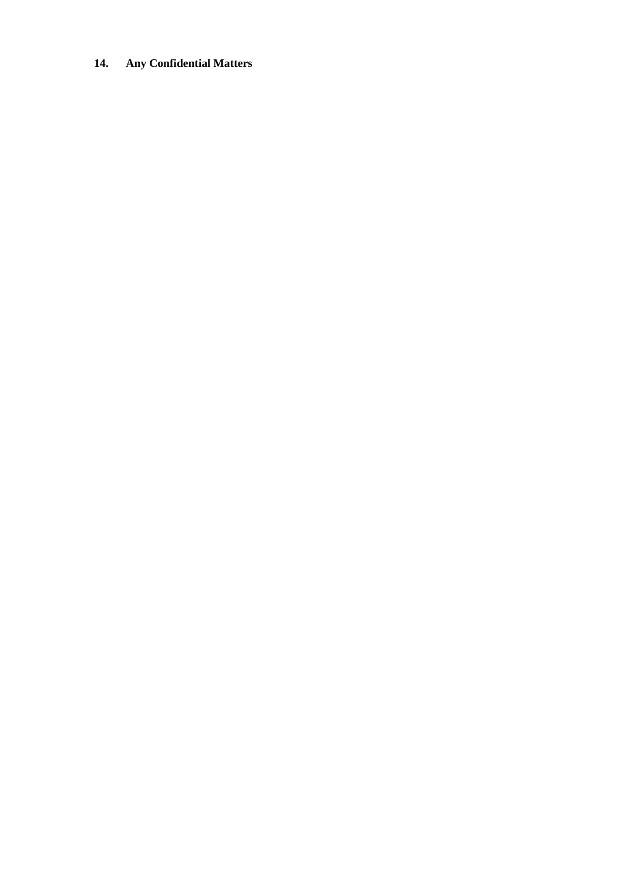**14. Any Confidential Matters**